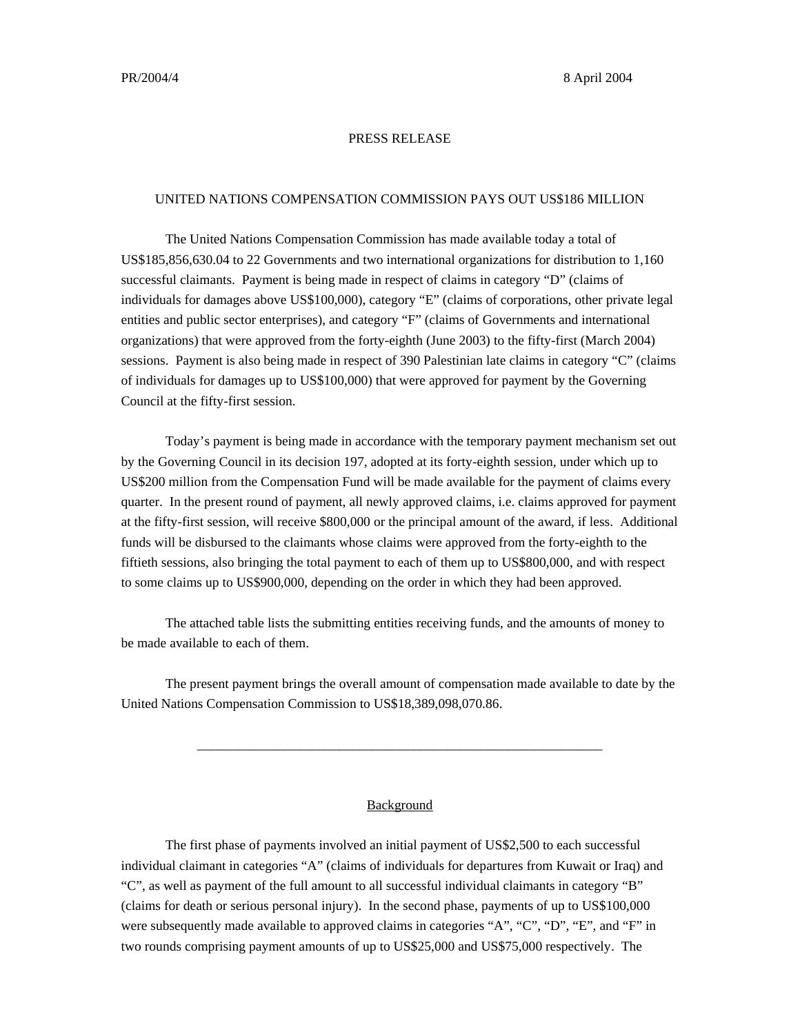PR/2004/4 8 April 2004

PRESS RELEASE

# UNITED NATIONS COMPENSATION COMMISSION PAYS OUT US$186 MILLION

The United Nations Compensation Commission has made available today a total of US$185,856,630.04 to 22 Governments and two international organizations for distribution to 1,160 successful claimants. Payment is being made in respect of claims in category "D" (claims of individuals for damages above US$100,000), category "E" (claims of corporations, other private legal entities and public sector enterprises), and category "F" (claims of Governments and international organizations) that were approved from the forty-eighth (June 2003) to the fifty-first (March 2004) sessions. Payment is also being made in respect of 390 Palestinian late claims in category "C" (claims of individuals for damages up to US$100,000) that were approved for payment by the Governing Council at the fifty-first session.

Today's payment is being made in accordance with the temporary payment mechanism set out by the Governing Council in its decision 197, adopted at its forty-eighth session, under which up to US$200 million from the Compensation Fund will be made available for the payment of claims every quarter. In the present round of payment, all newly approved claims, i.e. claims approved for payment at the fifty-first session, will receive $800,000 or the principal amount of the award, if less. Additional funds will be disbursed to the claimants whose claims were approved from the forty-eighth to the fiftieth sessions, also bringing the total payment to each of them up to US$800,000, and with respect to some claims up to US$900,000, depending on the order in which they had been approved.

The attached table lists the submitting entities receiving funds, and the amounts of money to be made available to each of them.

The present payment brings the overall amount of compensation made available to date by the United Nations Compensation Commission to US$18,389,098,070.86.

---

## Background

The first phase of payments involved an initial payment of US$2,500 to each successful individual claimant in categories "A" (claims of individuals for departures from Kuwait or Iraq) and "C", as well as payment of the full amount to all successful individual claimants in category "B" (claims for death or serious personal injury). In the second phase, payments of up to US$100,000 were subsequently made available to approved claims in categories "A", "C", "D", "E", and "F" in two rounds comprising payment amounts of up to US$25,000 and US$75,000 respectively. The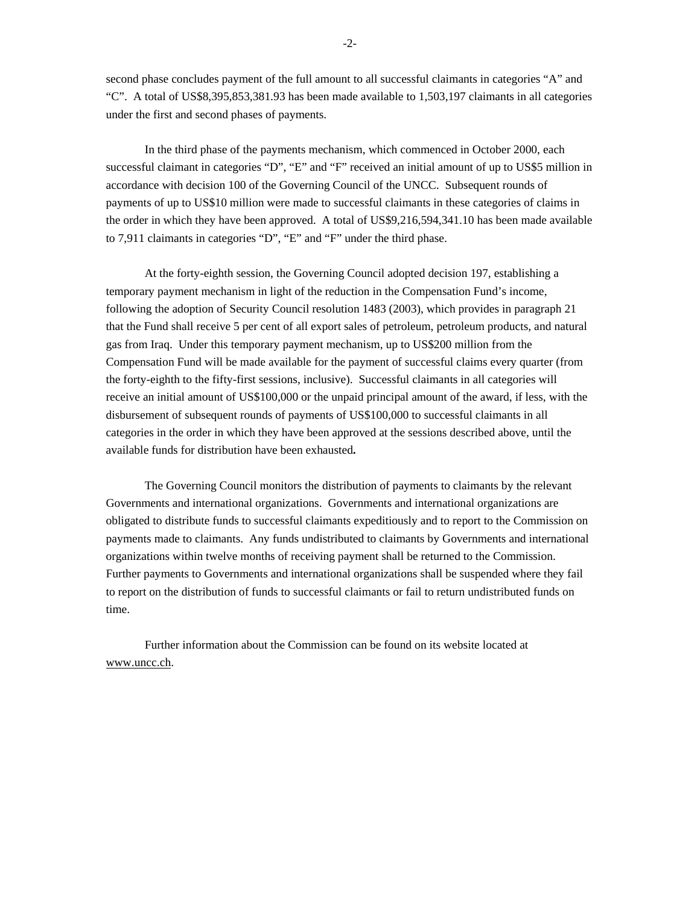second phase concludes payment of the full amount to all successful claimants in categories “A” and “C”. A total of US$8,395,853,381.93 has been made available to 1,503,197 claimants in all categories under the first and second phases of payments.

In the third phase of the payments mechanism, which commenced in October 2000, each successful claimant in categories “D”, “E” and “F” received an initial amount of up to US$5 million in accordance with decision 100 of the Governing Council of the UNCC. Subsequent rounds of payments of up to US$10 million were made to successful claimants in these categories of claims in the order in which they have been approved. A total of US$9,216,594,341.10 has been made available to 7,911 claimants in categories “D”, “E” and “F” under the third phase.

At the forty-eighth session, the Governing Council adopted decision 197, establishing a temporary payment mechanism in light of the reduction in the Compensation Fund’s income, following the adoption of Security Council resolution 1483 (2003), which provides in paragraph 21 that the Fund shall receive 5 per cent of all export sales of petroleum, petroleum products, and natural gas from Iraq. Under this temporary payment mechanism, up to US$200 million from the Compensation Fund will be made available for the payment of successful claims every quarter (from the forty-eighth to the fifty-first sessions, inclusive). Successful claimants in all categories will receive an initial amount of US$100,000 or the unpaid principal amount of the award, if less, with the disbursement of subsequent rounds of payments of US$100,000 to successful claimants in all categories in the order in which they have been approved at the sessions described above, until the available funds for distribution have been exhausted**.**

The Governing Council monitors the distribution of payments to claimants by the relevant Governments and international organizations. Governments and international organizations are obligated to distribute funds to successful claimants expeditiously and to report to the Commission on payments made to claimants. Any funds undistributed to claimants by Governments and international organizations within twelve months of receiving payment shall be returned to the Commission. Further payments to Governments and international organizations shall be suspended where they fail to report on the distribution of funds to successful claimants or fail to return undistributed funds on time.

Further information about the Commission can be found on its website located at www.uncc.ch.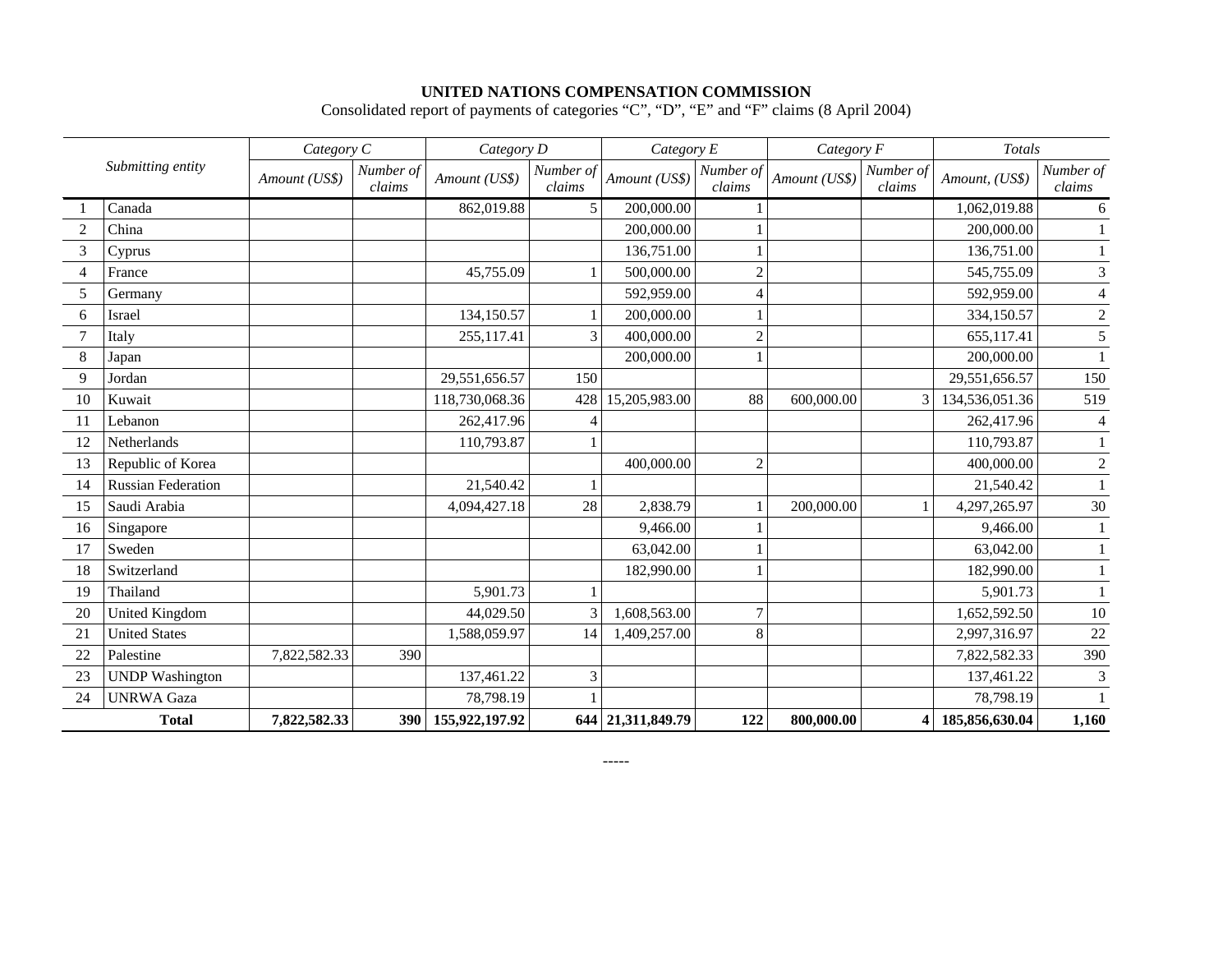**UNITED NATIONS COMPENSATION COMMISSION**

Consolidated report of payments of categories “C”, “D”, “E” and “F” claims (8 April 2004)

| | Submitting entity | *Category C* | | *Category D* | | *Category E* | | *Category F* | | *Totals* | |
|---|---|---|---|---|---|---|---|---|---|---|---|
| | | *Amount (US$)* | *Number of claims* | *Amount (US$)* | *Number of claims* | *Amount (US$)* | *Number of claims* | *Amount (US$)* | *Number of claims* | *Amount, (US$)* | *Number of claims* |
| 1 | Canada | | | 862,019.88 | 5 | 200,000.00 | 1 | | | 1,062,019.88 | 6 |
| 2 | China | | | | | 200,000.00 | 1 | | | 200,000.00 | 1 |
| 3 | Cyprus | | | | | 136,751.00 | 1 | | | 136,751.00 | 1 |
| 4 | France | | | 45,755.09 | 1 | 500,000.00 | 2 | | | 545,755.09 | 3 |
| 5 | Germany | | | | | 592,959.00 | 4 | | | 592,959.00 | 4 |
| 6 | Israel | | | 134,150.57 | 1 | 200,000.00 | 1 | | | 334,150.57 | 2 |
| 7 | Italy | | | 255,117.41 | 3 | 400,000.00 | 2 | | | 655,117.41 | 5 |
| 8 | Japan | | | | | 200,000.00 | 1 | | | 200,000.00 | 1 |
| 9 | Jordan | | | 29,551,656.57 | 150 | | | | | 29,551,656.57 | 150 |
| 10 | Kuwait | | | 118,730,068.36 | 428 | 15,205,983.00 | 88 | 600,000.00 | 3 | 134,536,051.36 | 519 |
| 11 | Lebanon | | | 262,417.96 | 4 | | | | | 262,417.96 | 4 |
| 12 | Netherlands | | | 110,793.87 | 1 | | | | | 110,793.87 | 1 |
| 13 | Republic of Korea | | | | | 400,000.00 | 2 | | | 400,000.00 | 2 |
| 14 | Russian Federation | | | 21,540.42 | 1 | | | | | 21,540.42 | 1 |
| 15 | Saudi Arabia | | | 4,094,427.18 | 28 | 2,838.79 | 1 | 200,000.00 | 1 | 4,297,265.97 | 30 |
| 16 | Singapore | | | | | 9,466.00 | 1 | | | 9,466.00 | 1 |
| 17 | Sweden | | | | | 63,042.00 | 1 | | | 63,042.00 | 1 |
| 18 | Switzerland | | | | | 182,990.00 | 1 | | | 182,990.00 | 1 |
| 19 | Thailand | | | 5,901.73 | 1 | | | | | 5,901.73 | 1 |
| 20 | United Kingdom | | | 44,029.50 | 3 | 1,608,563.00 | 7 | | | 1,652,592.50 | 10 |
| 21 | United States | | | 1,588,059.97 | 14 | 1,409,257.00 | 8 | | | 2,997,316.97 | 22 |
| 22 | Palestine | 7,822,582.33 | 390 | | | | | | | 7,822,582.33 | 390 |
| 23 | UNDP Washington | | | 137,461.22 | 3 | | | | | 137,461.22 | 3 |
| 24 | UNRWA Gaza | | | 78,798.19 | 1 | | | | | 78,798.19 | 1 |
| | **Total** | **7,822,582.33** | **390** | **155,922,197.92** | **644** | **21,311,849.79** | **122** | **800,000.00** | **4** | **185,856,630.04** | **1,160** |

-----